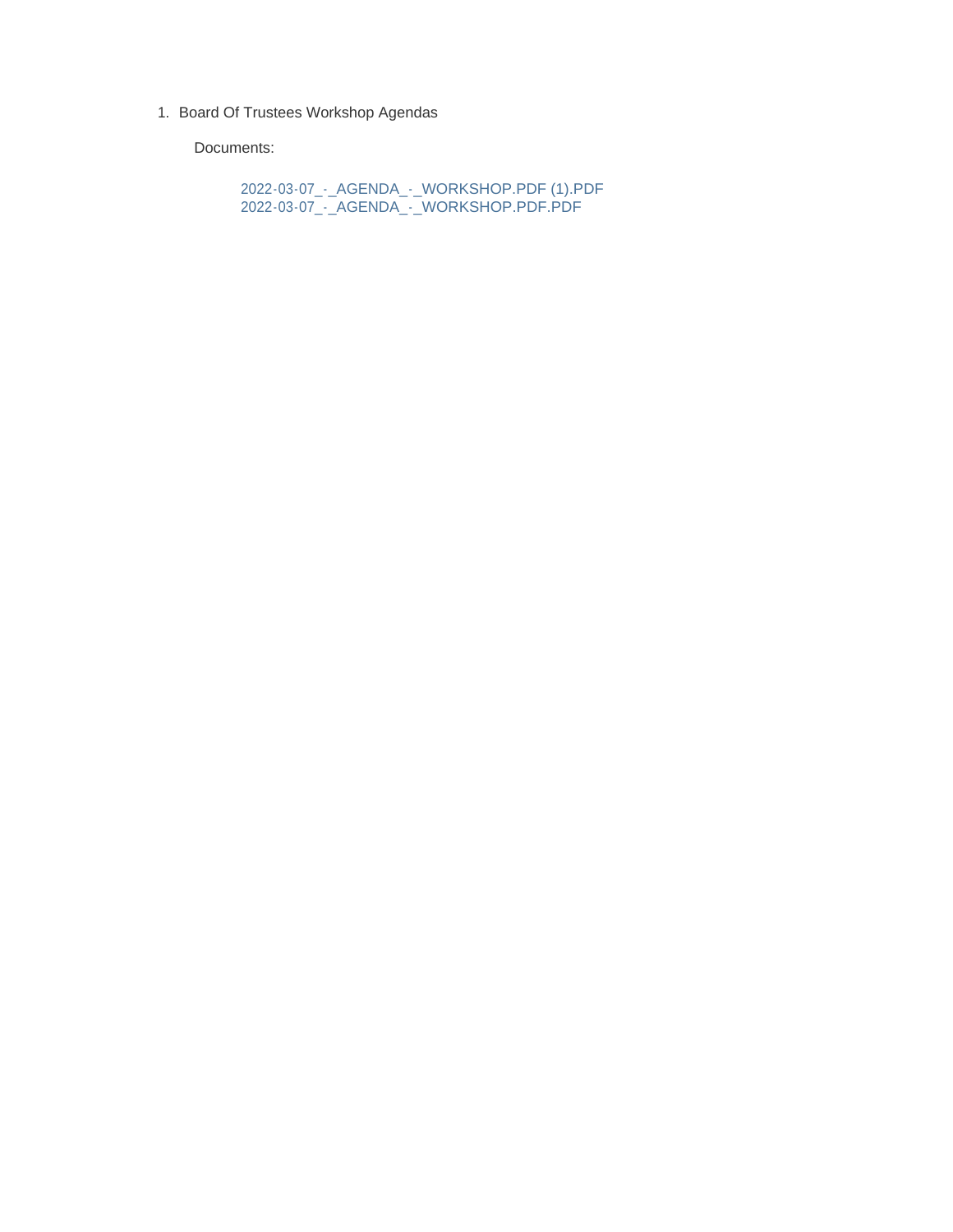1. Board Of Trustees Workshop Agendas

   Documents:

   2022-03-07_-_AGENDA_-_WORKSHOP.PDF (1).PDF
   2022-03-07_-_AGENDA_-_WORKSHOP.PDF.PDF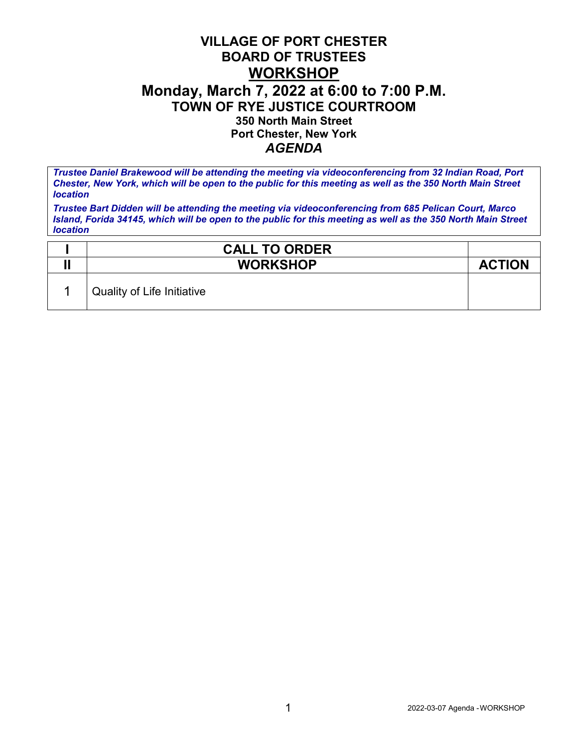# VILLAGE OF PORT CHESTER
# BOARD OF TRUSTEES
# WORKSHOP
## Monday, March 7, 2022 at 6:00 to 7:00 P.M.
### TOWN OF RYE JUSTICE COURTROOM
**350 North Main Street**
**Port Chester, New York**
***AGENDA***

***Trustee Daniel Brakewood will be attending the meeting via videoconferencing from 32 Indian Road, Port Chester, New York, which will be open to the public for this meeting as well as the 350 North Main Street location***

***Trustee Bart Didden will be attending the meeting via videoconferencing from 685 Pelican Court, Marco Island, Forida 34145, which will be open to the public for this meeting as well as the 350 North Main Street location***

| I | CALL TO ORDER | |
|---|---|---|
| **II** | **WORKSHOP** | **ACTION** |
| 1 | Quality of Life Initiative | |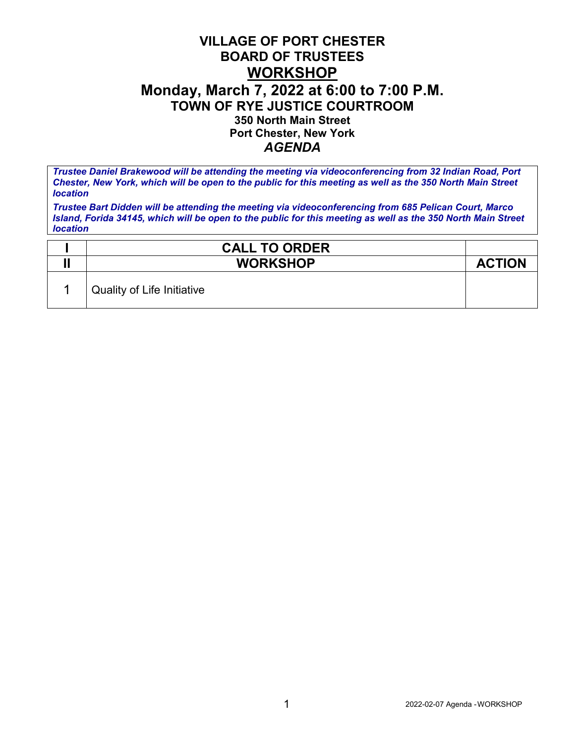# VILLAGE OF PORT CHESTER
# BOARD OF TRUSTEES
# <u>WORKSHOP</u>
## Monday, March 7, 2022 at 6:00 to 7:00 P.M.
### TOWN OF RYE JUSTICE COURTROOM
**350 North Main Street**
**Port Chester, New York**
### *AGENDA*

***Trustee Daniel Brakewood will be attending the meeting via videoconferencing from 32 Indian Road, Port Chester, New York, which will be open to the public for this meeting as well as the 350 North Main Street location***

***Trustee Bart Didden will be attending the meeting via videoconferencing from 685 Pelican Court, Marco Island, Forida 34145, which will be open to the public for this meeting as well as the 350 North Main Street location***

| | | |
|---|---|---|
| **I** | **CALL TO ORDER** | |
| **II** | **WORKSHOP** | **ACTION** |
| 1 | Quality of Life Initiative | |